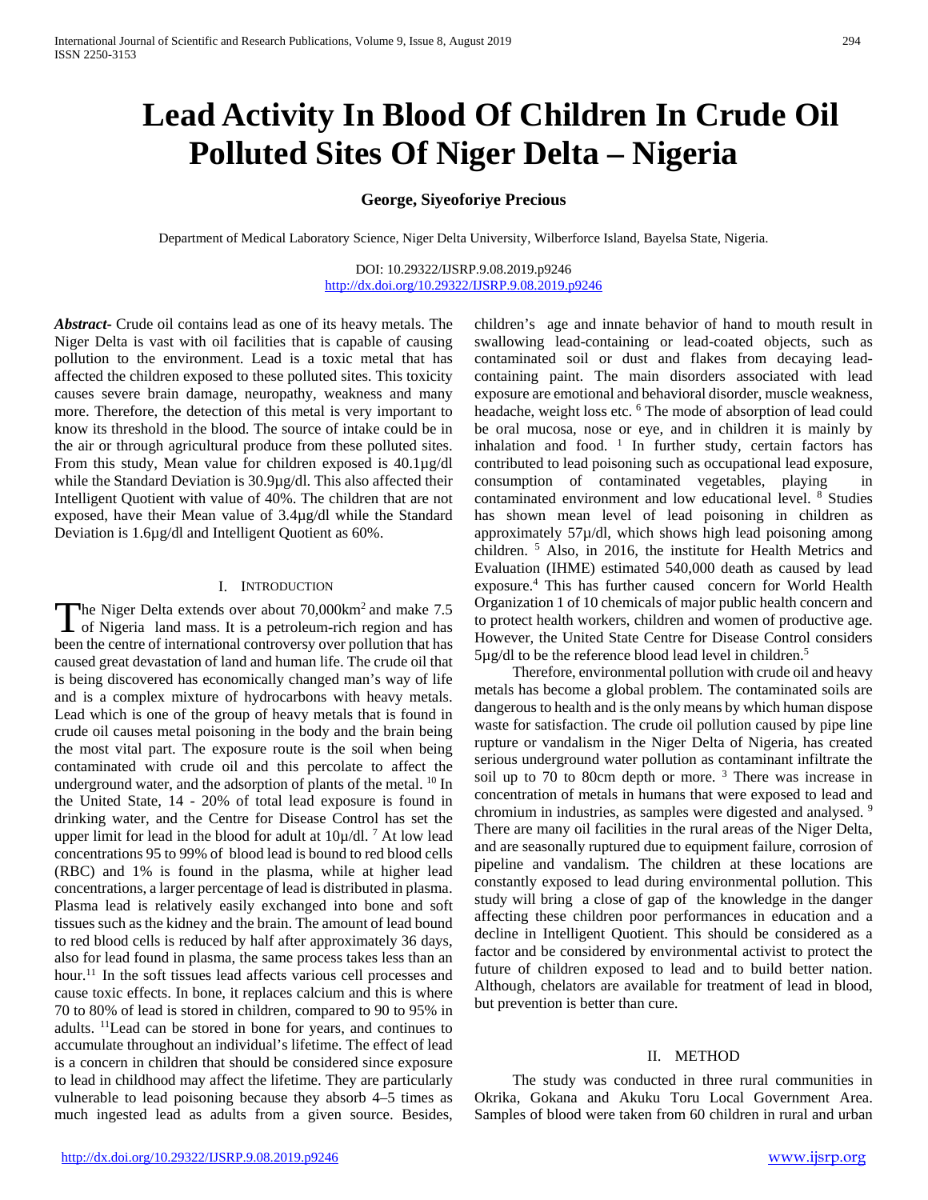# Lead Activity In Blood Of Children In Crude Oil Polluted Sites Of Niger Delta – Nigeria

**George, Siyeoforiye Precious**

Department of Medical Laboratory Science, Niger Delta University, Wilberforce Island, Bayelsa State, Nigeria.

DOI: 10.29322/IJSRP.9.08.2019.p9246
http://dx.doi.org/10.29322/IJSRP.9.08.2019.p9246

***Abstract-*** Crude oil contains lead as one of its heavy metals. The Niger Delta is vast with oil facilities that is capable of causing pollution to the environment. Lead is a toxic metal that has affected the children exposed to these polluted sites. This toxicity causes severe brain damage, neuropathy, weakness and many more. Therefore, the detection of this metal is very important to know its threshold in the blood. The source of intake could be in the air or through agricultural produce from these polluted sites. From this study, Mean value for children exposed is 40.1µg/dl while the Standard Deviation is 30.9µg/dl. This also affected their Intelligent Quotient with value of 40%. The children that are not exposed, have their Mean value of 3.4µg/dl while the Standard Deviation is 1.6µg/dl and Intelligent Quotient as 60%.

## I. Introduction

The Niger Delta extends over about 70,000km$^2$ and make 7.5 of Nigeria land mass. It is a petroleum-rich region and has been the centre of international controversy over pollution that has caused great devastation of land and human life. The crude oil that is being discovered has economically changed man's way of life and is a complex mixture of hydrocarbons with heavy metals. Lead which is one of the group of heavy metals that is found in crude oil causes metal poisoning in the body and the brain being the most vital part. The exposure route is the soil when being contaminated with crude oil and this percolate to the underground water, and the adsorption of plants of the metal. [10] In the United State, 14 - 20% of total lead exposure is found in drinking water, and the Centre for Disease Control has set the upper limit for lead in the blood for adult at 10µ/dl. [7] At low lead concentrations 95 to 99% of blood lead is bound to red blood cells (RBC) and 1% is found in the plasma, while at higher lead concentrations, a larger percentage of lead is distributed in plasma. Plasma lead is relatively easily exchanged into bone and soft tissues such as the kidney and the brain. The amount of lead bound to red blood cells is reduced by half after approximately 36 days, also for lead found in plasma, the same process takes less than an hour.[11] In the soft tissues lead affects various cell processes and cause toxic effects. In bone, it replaces calcium and this is where 70 to 80% of lead is stored in children, compared to 90 to 95% in adults. [11]Lead can be stored in bone for years, and continues to accumulate throughout an individual's lifetime. The effect of lead is a concern in children that should be considered since exposure to lead in childhood may affect the lifetime. They are particularly vulnerable to lead poisoning because they absorb 4–5 times as much ingested lead as adults from a given source. Besides, children's age and innate behavior of hand to mouth result in swallowing lead-containing or lead-coated objects, such as contaminated soil or dust and flakes from decaying lead-containing paint. The main disorders associated with lead exposure are emotional and behavioral disorder, muscle weakness, headache, weight loss etc. [6] The mode of absorption of lead could be oral mucosa, nose or eye, and in children it is mainly by inhalation and food. [1] In further study, certain factors has contributed to lead poisoning such as occupational lead exposure, consumption of contaminated vegetables, playing in contaminated environment and low educational level. [8] Studies has shown mean level of lead poisoning in children as approximately 57µ/dl, which shows high lead poisoning among children. [5] Also, in 2016, the institute for Health Metrics and Evaluation (IHME) estimated 540,000 death as caused by lead exposure.[4] This has further caused concern for World Health Organization 1 of 10 chemicals of major public health concern and to protect health workers, children and women of productive age. However, the United State Centre for Disease Control considers 5µg/dl to be the reference blood lead level in children.[5]

Therefore, environmental pollution with crude oil and heavy metals has become a global problem. The contaminated soils are dangerous to health and is the only means by which human dispose waste for satisfaction. The crude oil pollution caused by pipe line rupture or vandalism in the Niger Delta of Nigeria, has created serious underground water pollution as contaminant infiltrate the soil up to 70 to 80cm depth or more. [3] There was increase in concentration of metals in humans that were exposed to lead and chromium in industries, as samples were digested and analysed. [9] There are many oil facilities in the rural areas of the Niger Delta, and are seasonally ruptured due to equipment failure, corrosion of pipeline and vandalism. The children at these locations are constantly exposed to lead during environmental pollution. This study will bring a close of gap of the knowledge in the danger affecting these children poor performances in education and a decline in Intelligent Quotient. This should be considered as a factor and be considered by environmental activist to protect the future of children exposed to lead and to build better nation. Although, chelators are available for treatment of lead in blood, but prevention is better than cure.

## II. Method

The study was conducted in three rural communities in Okrika, Gokana and Akuku Toru Local Government Area. Samples of blood were taken from 60 children in rural and urban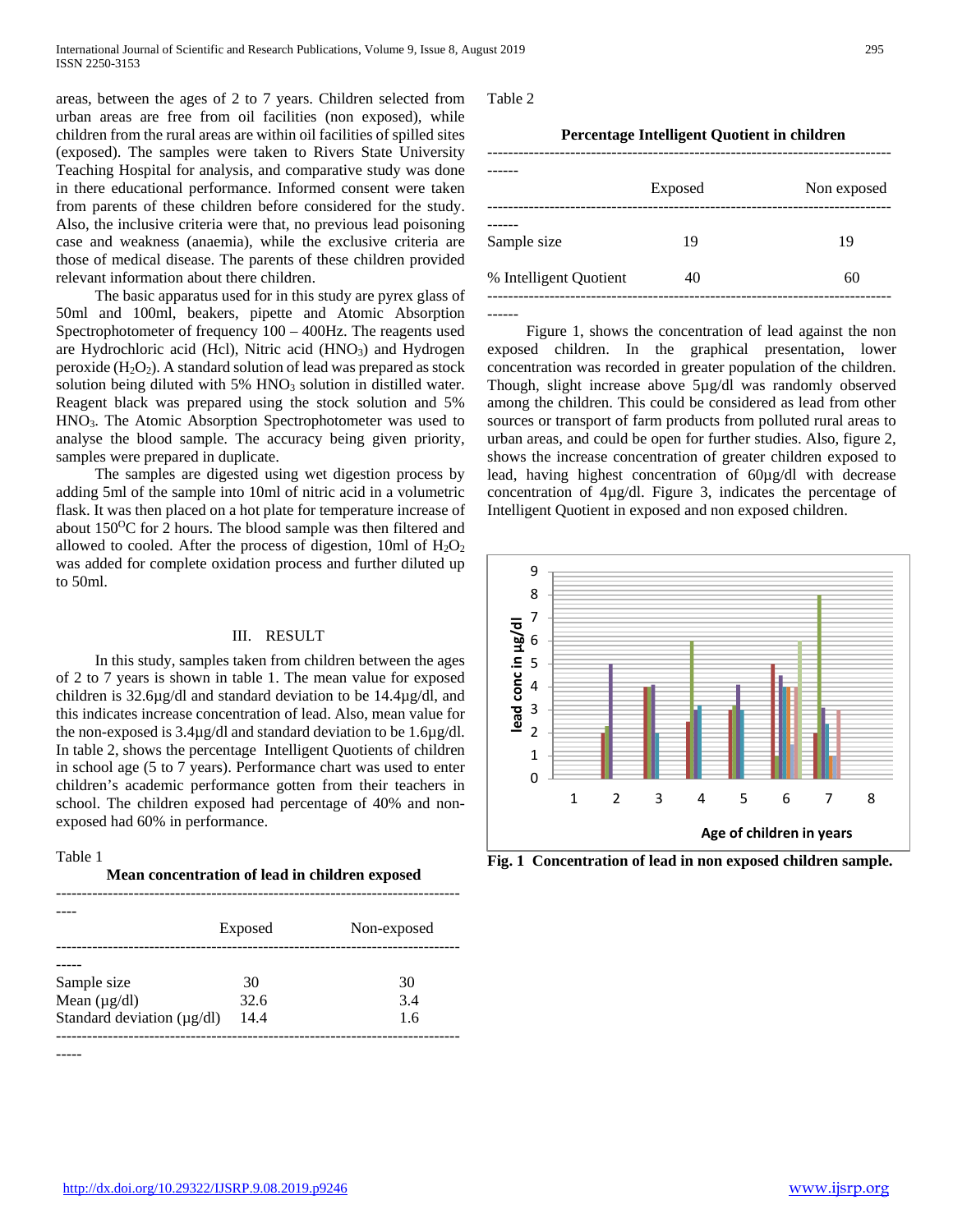areas, between the ages of 2 to 7 years. Children selected from urban areas are free from oil facilities (non exposed), while children from the rural areas are within oil facilities of spilled sites (exposed). The samples were taken to Rivers State University Teaching Hospital for analysis, and comparative study was done in there educational performance. Informed consent were taken from parents of these children before considered for the study. Also, the inclusive criteria were that, no previous lead poisoning case and weakness (anaemia), while the exclusive criteria are those of medical disease. The parents of these children provided relevant information about there children.

The basic apparatus used for in this study are pyrex glass of 50ml and 100ml, beakers, pipette and Atomic Absorption Spectrophotometer of frequency 100 – 400Hz. The reagents used are Hydrochloric acid (Hcl), Nitric acid ($HNO_3$) and Hydrogen peroxide ($H_2O_2$). A standard solution of lead was prepared as stock solution being diluted with 5% $HNO_3$ solution in distilled water. Reagent black was prepared using the stock solution and 5% $HNO_3$. The Atomic Absorption Spectrophotometer was used to analyse the blood sample. The accuracy being given priority, samples were prepared in duplicate.

The samples are digested using wet digestion process by adding 5ml of the sample into 10ml of nitric acid in a volumetric flask. It was then placed on a hot plate for temperature increase of about $150^{O}C$ for 2 hours. The blood sample was then filtered and allowed to cooled. After the process of digestion, 10ml of $H_2O_2$ was added for complete oxidation process and further diluted up to 50ml.

## III. RESULT

In this study, samples taken from children between the ages of 2 to 7 years is shown in table 1. The mean value for exposed children is 32.6µg/dl and standard deviation to be 14.4µg/dl, and this indicates increase concentration of lead. Also, mean value for the non-exposed is 3.4µg/dl and standard deviation to be 1.6µg/dl. In table 2, shows the percentage Intelligent Quotients of children in school age (5 to 7 years). Performance chart was used to enter children's academic performance gotten from their teachers in school. The children exposed had percentage of 40% and non-exposed had 60% in performance.

Table 1

**Mean concentration of lead in children exposed**

| | Exposed | Non-exposed |
|---|---|---|
| Sample size | 30 | 30 |
| Mean (µg/dl) | 32.6 | 3.4 |
| Standard deviation (µg/dl) | 14.4 | 1.6 |

Table 2

**Percentage Intelligent Quotient in children**

| | Exposed | Non exposed |
|---|---|---|
| Sample size | 19 | 19 |
| % Intelligent Quotient | 40 | 60 |

Figure 1, shows the concentration of lead against the non exposed children. In the graphical presentation, lower concentration was recorded in greater population of the children. Though, slight increase above 5µg/dl was randomly observed among the children. This could be considered as lead from other sources or transport of farm products from polluted rural areas to urban areas, and could be open for further studies. Also, figure 2, shows the increase concentration of greater children exposed to lead, having highest concentration of 60µg/dl with decrease concentration of 4µg/dl. Figure 3, indicates the percentage of Intelligent Quotient in exposed and non exposed children.

**Fig. 1 Concentration of lead in non exposed children sample.**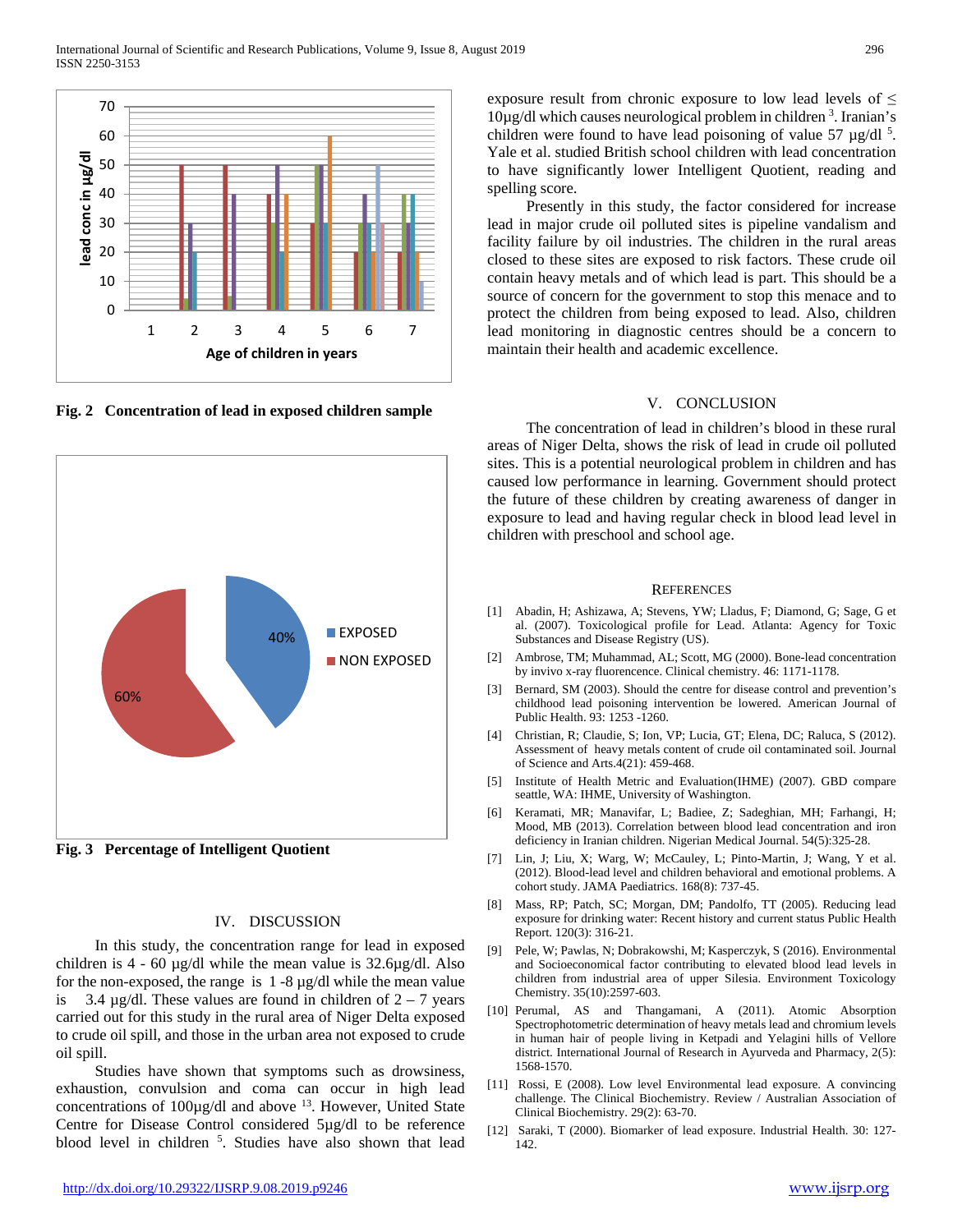Fig. 2 Concentration of lead in exposed children sample

Fig. 3 Percentage of Intelligent Quotient

## IV. DISCUSSION

In this study, the concentration range for lead in exposed children is 4 - 60 µg/dl while the mean value is 32.6µg/dl. Also for the non-exposed, the range is 1 -8 µg/dl while the mean value is 3.4 µg/dl. These values are found in children of 2 – 7 years carried out for this study in the rural area of Niger Delta exposed to crude oil spill, and those in the urban area not exposed to crude oil spill.

Studies have shown that symptoms such as drowsiness, exhaustion, convulsion and coma can occur in high lead concentrations of 100µg/dl and above [13]. However, United State Centre for Disease Control considered 5µg/dl to be reference blood level in children [5]. Studies have also shown that lead exposure result from chronic exposure to low lead levels of ≤ 10µg/dl which causes neurological problem in children [3]. Iranian's children were found to have lead poisoning of value 57 µg/dl [5]. Yale et al. studied British school children with lead concentration to have significantly lower Intelligent Quotient, reading and spelling score.

Presently in this study, the factor considered for increase lead in major crude oil polluted sites is pipeline vandalism and facility failure by oil industries. The children in the rural areas closed to these sites are exposed to risk factors. These crude oil contain heavy metals and of which lead is part. This should be a source of concern for the government to stop this menace and to protect the children from being exposed to lead. Also, children lead monitoring in diagnostic centres should be a concern to maintain their health and academic excellence.

## V. CONCLUSION

The concentration of lead in children's blood in these rural areas of Niger Delta, shows the risk of lead in crude oil polluted sites. This is a potential neurological problem in children and has caused low performance in learning. Government should protect the future of these children by creating awareness of danger in exposure to lead and having regular check in blood lead level in children with preschool and school age.

## REFERENCES

[1] Abadin, H; Ashizawa, A; Stevens, YW; Lladus, F; Diamond, G; Sage, G et al. (2007). Toxicological profile for Lead. Atlanta: Agency for Toxic Substances and Disease Registry (US).

[2] Ambrose, TM; Muhammad, AL; Scott, MG (2000). Bone-lead concentration by invivo x-ray fluorence. Clinical chemistry. 46: 1171-1178.

[3] Bernard, SM (2003). Should the centre for disease control and prevention's childhood lead poisoning intervention be lowered. American Journal of Public Health. 93: 1253 -1260.

[4] Christian, R; Claudie, S; Ion, VP; Lucia, GT; Elena, DC; Raluca, S (2012). Assessment of heavy metals content of crude oil contaminated soil. Journal of Science and Arts.4(21): 459-468.

[5] Institute of Health Metric and Evaluation(IHME) (2007). GBD compare seattle, WA: IHME, University of Washington.

[6] Keramati, MR; Manavifar, L; Badiee, Z; Sadeghian, MH; Farhangi, H; Mood, MB (2013). Correlation between blood lead concentration and iron deficiency in Iranian children. Nigerian Medical Journal. 54(5):325-28.

[7] Lin, J; Liu, X; Warg, W; McCauley, L; Pinto-Martin, J; Wang, Y et al. (2012). Blood-lead level and children behavioral and emotional problems. A cohort study. JAMA Paediatrics. 168(8): 737-45.

[8] Mass, RP; Patch, SC; Morgan, DM; Pandolfo, TT (2005). Reducing lead exposure for drinking water: Recent history and current status Public Health Report. 120(3): 316-21.

[9] Pele, W; Pawlas, N; Dobrakowshi, M; Kasperczyk, S (2016). Environmental and Socioeconomical factor contributing to elevated blood lead levels in children from industrial area of upper Silesia. Environment Toxicology Chemistry. 35(10):2597-603.

[10] Perumal, AS and Thangamani, A (2011). Atomic Absorption Spectrophotometric determination of heavy metals lead and chromium levels in human hair of people living in Ketpadi and Yelagini hills of Vellore district. International Journal of Research in Ayurveda and Pharmacy, 2(5): 1568-1570.

[11] Rossi, E (2008). Low level Environmental lead exposure. A convincing challenge. The Clinical Biochemistry. Review / Australian Association of Clinical Biochemistry. 29(2): 63-70.

[12] Saraki, T (2000). Biomarker of lead exposure. Industrial Health. 30: 127-142.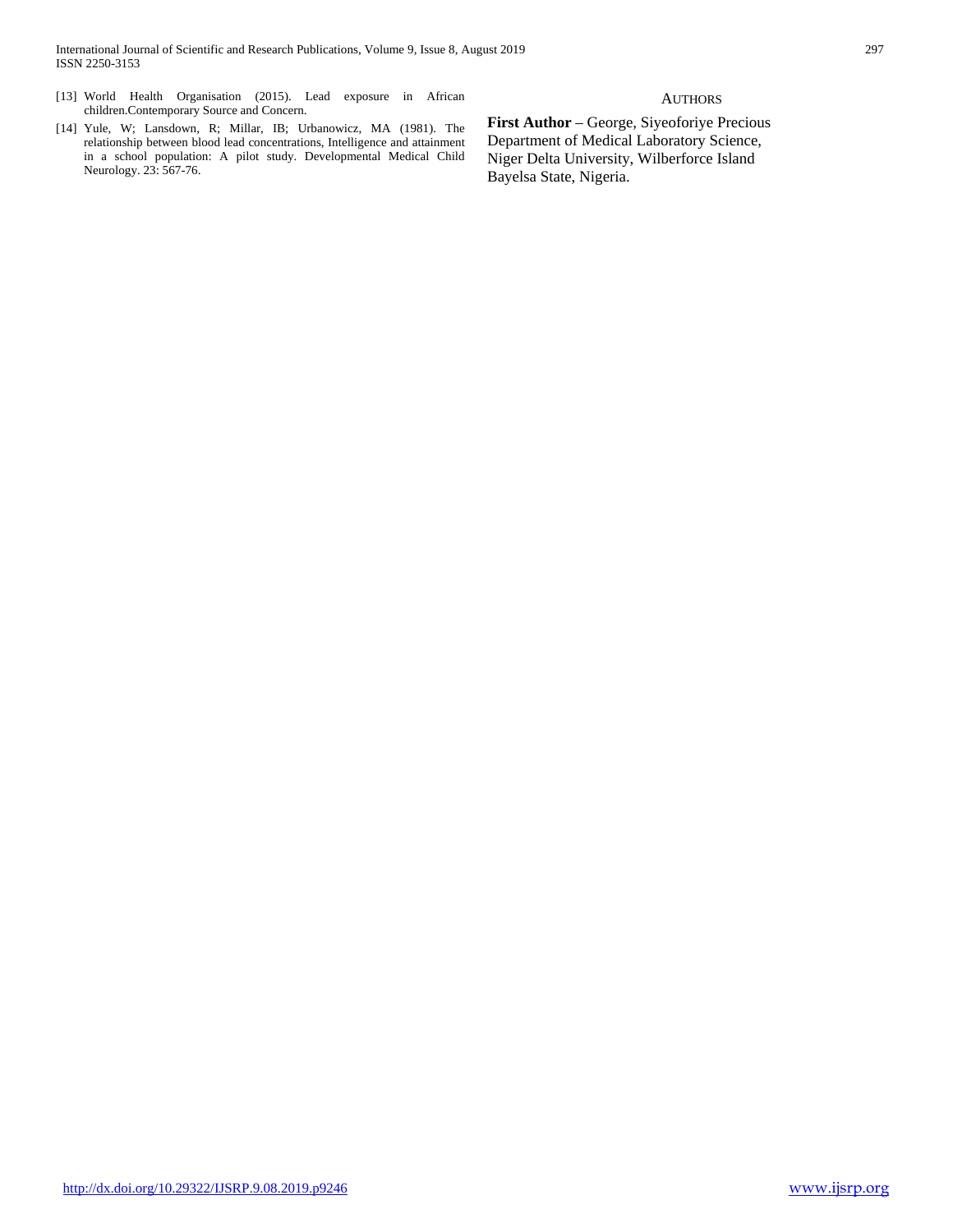[13] World Health Organisation (2015). Lead exposure in African children.Contemporary Source and Concern.

[14] Yule, W; Lansdown, R; Millar, IB; Urbanowicz, MA (1981). The relationship between blood lead concentrations, Intelligence and attainment in a school population: A pilot study. Developmental Medical Child Neurology. 23: 567-76.

## AUTHORS

**First Author** – George, Siyeoforiye Precious Department of Medical Laboratory Science, Niger Delta University, Wilberforce Island Bayelsa State, Nigeria.

http://dx.doi.org/10.29322/IJSRP.9.08.2019.p9246